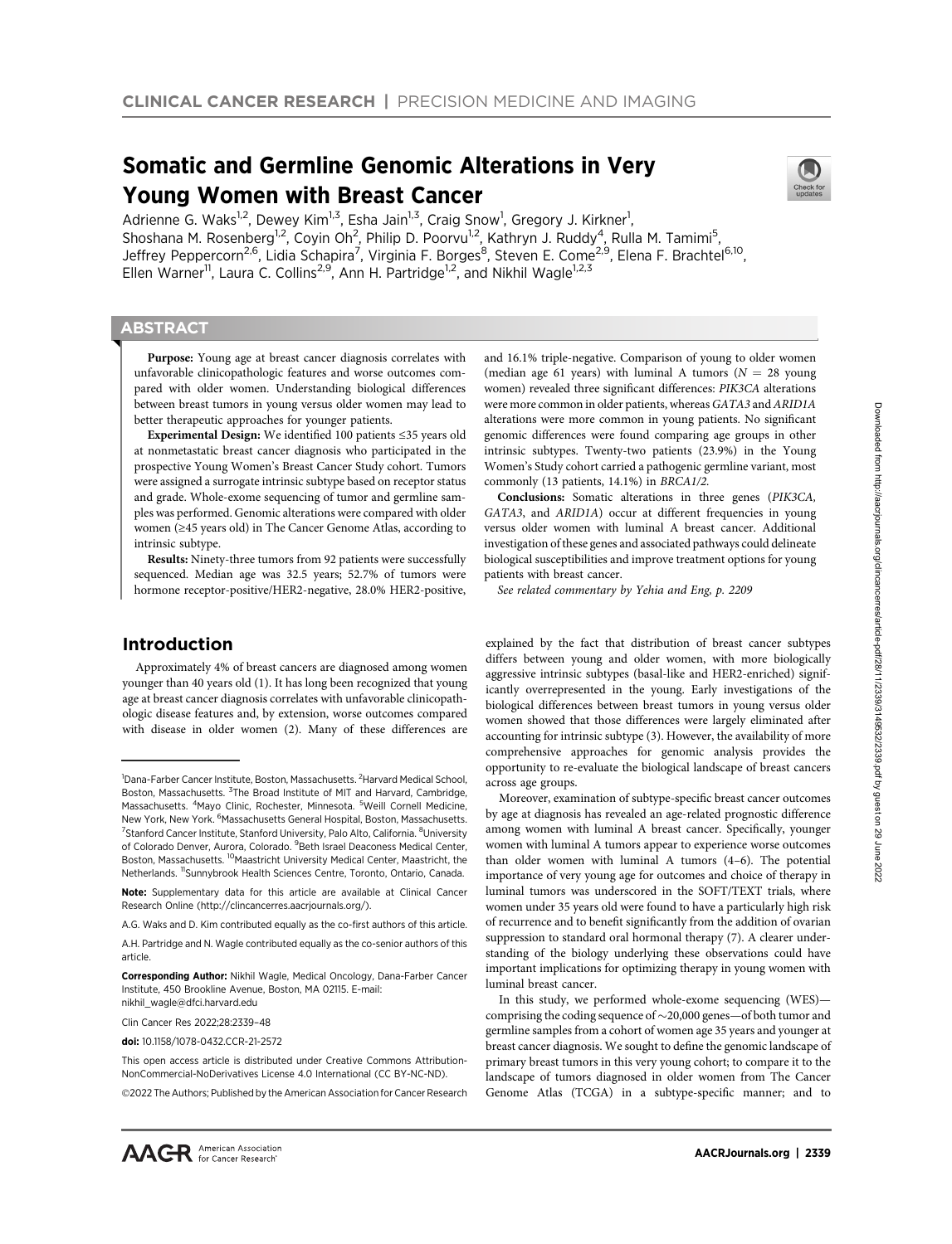CLINICAL CANCER RESEARCH | PRECISION MEDICINE AND IMAGING

# Somatic and Germline Genomic Alterations in Very Young Women with Breast Cancer

Adrienne G. Waks[1,2], Dewey Kim[1,3], Esha Jain[1,3], Craig Snow[1], Gregory J. Kirkner[1], Shoshana M. Rosenberg[1,2], Coyin Oh[2], Philip D. Poorvu[1,2], Kathryn J. Ruddy[4], Rulla M. Tamimi[5], Jeffrey Peppercorn[2,6], Lidia Schapira[7], Virginia F. Borges[8], Steven E. Come[2,9], Elena F. Brachtel[6,10], Ellen Warner[11], Laura C. Collins[2,9], Ann H. Partridge[1,2], and Nikhil Wagle[1,2,3]

## ABSTRACT

**Purpose:** Young age at breast cancer diagnosis correlates with unfavorable clinicopathologic features and worse outcomes compared with older women. Understanding biological differences between breast tumors in young versus older women may lead to better therapeutic approaches for younger patients.

**Experimental Design:** We identified 100 patients ≤35 years old at nonmetastatic breast cancer diagnosis who participated in the prospective Young Women's Breast Cancer Study cohort. Tumors were assigned a surrogate intrinsic subtype based on receptor status and grade. Whole-exome sequencing of tumor and germline samples was performed. Genomic alterations were compared with older women (≥45 years old) in The Cancer Genome Atlas, according to intrinsic subtype.

**Results:** Ninety-three tumors from 92 patients were successfully sequenced. Median age was 32.5 years; 52.7% of tumors were hormone receptor-positive/HER2-negative, 28.0% HER2-positive, and 16.1% triple-negative. Comparison of young to older women (median age 61 years) with luminal A tumors ($N = 28$ young women) revealed three significant differences: *PIK3CA* alterations were more common in older patients, whereas *GATA3* and *ARID1A* alterations were more common in young patients. No significant genomic differences were found comparing age groups in other intrinsic subtypes. Twenty-two patients (23.9%) in the Young Women's Study cohort carried a pathogenic germline variant, most commonly (13 patients, 14.1%) in *BRCA1/2*.

**Conclusions:** Somatic alterations in three genes (*PIK3CA*, *GATA3*, and *ARID1A*) occur at different frequencies in young versus older women with luminal A breast cancer. Additional investigation of these genes and associated pathways could delineate biological susceptibilities and improve treatment options for young patients with breast cancer.

*See related commentary by Yehia and Eng, p. 2209*

## Introduction

Approximately 4% of breast cancers are diagnosed among women younger than 40 years old (1). It has long been recognized that young age at breast cancer diagnosis correlates with unfavorable clinicopathologic disease features and, by extension, worse outcomes compared with disease in older women (2). Many of these differences are explained by the fact that distribution of breast cancer subtypes differs between young and older women, with more biologically aggressive intrinsic subtypes (basal-like and HER2-enriched) significantly overrepresented in the young. Early investigations of the biological differences between breast tumors in young versus older women showed that those differences were largely eliminated after accounting for intrinsic subtype (3). However, the availability of more comprehensive approaches for genomic analysis provides the opportunity to re-evaluate the biological landscape of breast cancers across age groups.

Moreover, examination of subtype-specific breast cancer outcomes by age at diagnosis has revealed an age-related prognostic difference among women with luminal A breast cancer. Specifically, younger women with luminal A tumors appear to experience worse outcomes than older women with luminal A tumors (4–6). The potential importance of very young age for outcomes and choice of therapy in luminal tumors was underscored in the SOFT/TEXT trials, where women under 35 years old were found to have a particularly high risk of recurrence and to benefit significantly from the addition of ovarian suppression to standard oral hormonal therapy (7). A clearer understanding of the biology underlying these observations could have important implications for optimizing therapy in young women with luminal breast cancer.

In this study, we performed whole-exome sequencing (WES)—comprising the coding sequence of ~20,000 genes—of both tumor and germline samples from a cohort of women age 35 years and younger at breast cancer diagnosis. We sought to define the genomic landscape of primary breast tumors in this very young cohort; to compare it to the landscape of tumors diagnosed in older women from The Cancer Genome Atlas (TCGA) in a subtype-specific manner; and to

---

[1]Dana-Farber Cancer Institute, Boston, Massachusetts. [2]Harvard Medical School, Boston, Massachusetts. [3]The Broad Institute of MIT and Harvard, Cambridge, Massachusetts. [4]Mayo Clinic, Rochester, Minnesota. [5]Weill Cornell Medicine, New York, New York. [6]Massachusetts General Hospital, Boston, Massachusetts. [7]Stanford Cancer Institute, Stanford University, Palo Alto, California. [8]University of Colorado Denver, Aurora, Colorado. [9]Beth Israel Deaconess Medical Center, Boston, Massachusetts. [10]Maastricht University Medical Center, Maastricht, the Netherlands. [11]Sunnybrook Health Sciences Centre, Toronto, Ontario, Canada.

**Note:** Supplementary data for this article are available at Clinical Cancer Research Online (http://clincancerres.aacrjournals.org/).

A.G. Waks and D. Kim contributed equally as the co-first authors of this article.

A.H. Partridge and N. Wagle contributed equally as the co-senior authors of this article.

**Corresponding Author:** Nikhil Wagle, Medical Oncology, Dana-Farber Cancer Institute, 450 Brookline Avenue, Boston, MA 02115. E-mail: nikhil_wagle@dfci.harvard.edu

Clin Cancer Res 2022;28:2339–48

**doi:** 10.1158/1078-0432.CCR-21-2572

This open access article is distributed under Creative Commons Attribution-NonCommercial-NoDerivatives License 4.0 International (CC BY-NC-ND).

©2022 The Authors; Published by the American Association for Cancer Research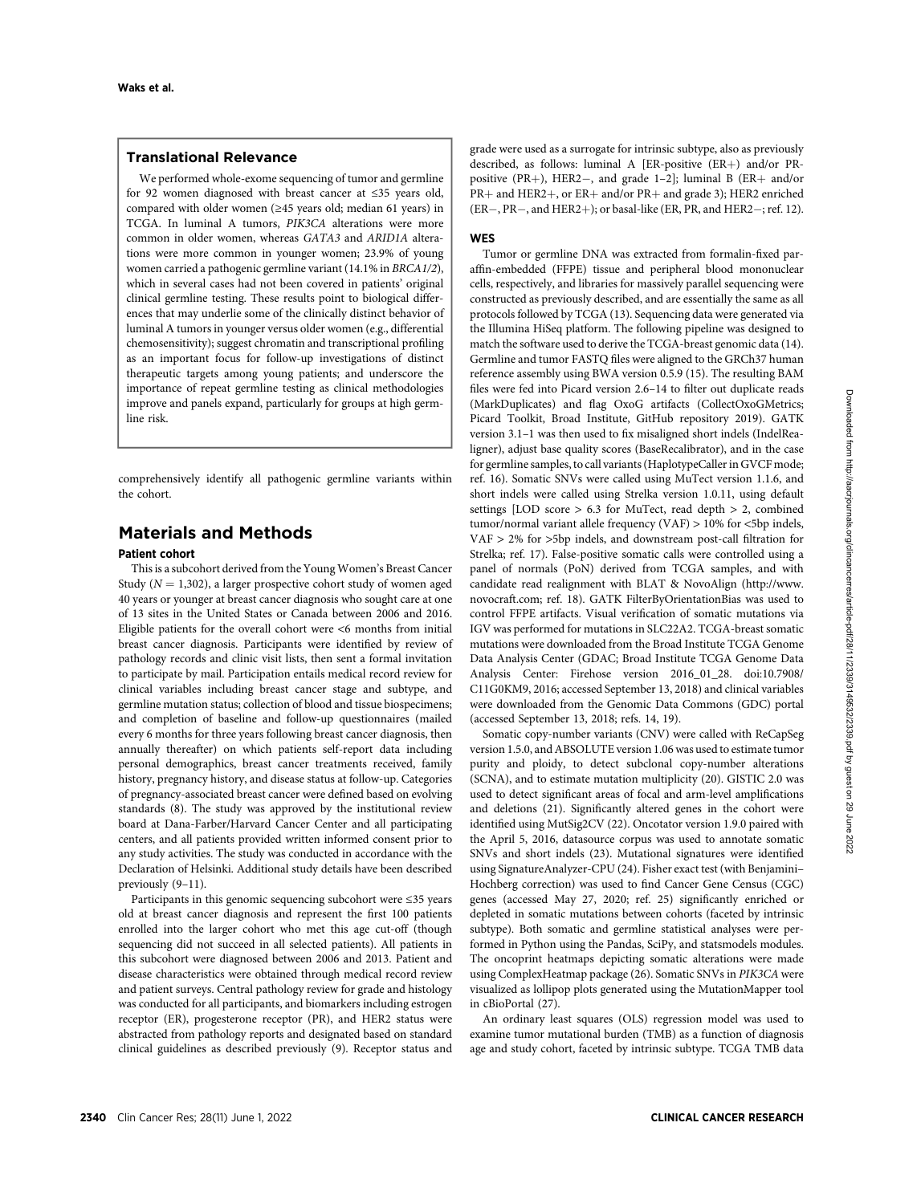### Translational Relevance

We performed whole-exome sequencing of tumor and germline for 92 women diagnosed with breast cancer at ≤35 years old, compared with older women (≥45 years old; median 61 years) in TCGA. In luminal A tumors, *PIK3CA* alterations were more common in older women, whereas *GATA3* and *ARID1A* alterations were more common in younger women; 23.9% of young women carried a pathogenic germline variant (14.1% in *BRCA1/2*), which in several cases had not been covered in patients' original clinical germline testing. These results point to biological differences that may underlie some of the clinically distinct behavior of luminal A tumors in younger versus older women (e.g., differential chemosensitivity); suggest chromatin and transcriptional profiling as an important focus for follow-up investigations of distinct therapeutic targets among young patients; and underscore the importance of repeat germline testing as clinical methodologies improve and panels expand, particularly for groups at high germline risk.

comprehensively identify all pathogenic germline variants within the cohort.

## Materials and Methods

### Patient cohort

This is a subcohort derived from the Young Women's Breast Cancer Study ($N = 1{,}302$), a larger prospective cohort study of women aged 40 years or younger at breast cancer diagnosis who sought care at one of 13 sites in the United States or Canada between 2006 and 2016. Eligible patients for the overall cohort were <6 months from initial breast cancer diagnosis. Participants were identified by review of pathology records and clinic visit lists, then sent a formal invitation to participate by mail. Participation entails medical record review for clinical variables including breast cancer stage and subtype, and germline mutation status; collection of blood and tissue biospecimens; and completion of baseline and follow-up questionnaires (mailed every 6 months for three years following breast cancer diagnosis, then annually thereafter) on which patients self-report data including personal demographics, breast cancer treatments received, family history, pregnancy history, and disease status at follow-up. Categories of pregnancy-associated breast cancer were defined based on evolving standards (8). The study was approved by the institutional review board at Dana-Farber/Harvard Cancer Center and all participating centers, and all patients provided written informed consent prior to any study activities. The study was conducted in accordance with the Declaration of Helsinki. Additional study details have been described previously (9–11).

Participants in this genomic sequencing subcohort were ≤35 years old at breast cancer diagnosis and represent the first 100 patients enrolled into the larger cohort who met this age cut-off (though sequencing did not succeed in all selected patients). All patients in this subcohort were diagnosed between 2006 and 2013. Patient and disease characteristics were obtained through medical record review and patient surveys. Central pathology review for grade and histology was conducted for all participants, and biomarkers including estrogen receptor (ER), progesterone receptor (PR), and HER2 status were abstracted from pathology reports and designated based on standard clinical guidelines as described previously (9). Receptor status and grade were used as a surrogate for intrinsic subtype, also as previously described, as follows: luminal A [ER-positive (ER+) and/or PR-positive (PR+), HER2−, and grade 1–2]; luminal B (ER+ and/or PR+ and HER2+, or ER+ and/or PR+ and grade 3); HER2 enriched (ER−, PR−, and HER2+); or basal-like (ER, PR, and HER2−; ref. 12).

### WES

Tumor or germline DNA was extracted from formalin-fixed paraffin-embedded (FFPE) tissue and peripheral blood mononuclear cells, respectively, and libraries for massively parallel sequencing were constructed as previously described, and are essentially the same as all protocols followed by TCGA (13). Sequencing data were generated via the Illumina HiSeq platform. The following pipeline was designed to match the software used to derive the TCGA-breast genomic data (14). Germline and tumor FASTQ files were aligned to the GRCh37 human reference assembly using BWA version 0.5.9 (15). The resulting BAM files were fed into Picard version 2.6–14 to filter out duplicate reads (MarkDuplicates) and flag OxoG artifacts (CollectOxoGMetrics; Picard Toolkit, Broad Institute, GitHub repository 2019). GATK version 3.1–1 was then used to fix misaligned short indels (IndelRealigner), adjust base quality scores (BaseRecalibrator), and in the case for germline samples, to call variants (HaplotypeCaller in GVCF mode; ref. 16). Somatic SNVs were called using MuTect version 1.1.6, and short indels were called using Strelka version 1.0.11, using default settings [LOD score > 6.3 for MuTect, read depth > 2, combined tumor/normal variant allele frequency (VAF) > 10% for <5bp indels, VAF > 2% for >5bp indels, and downstream post-call filtration for Strelka; ref. 17). False-positive somatic calls were controlled using a panel of normals (PoN) derived from TCGA samples, and with candidate read realignment with BLAT & NovoAlign (http://www.novocraft.com; ref. 18). GATK FilterByOrientationBias was used to control FFPE artifacts. Visual verification of somatic mutations via IGV was performed for mutations in SLC22A2. TCGA-breast somatic mutations were downloaded from the Broad Institute TCGA Genome Data Analysis Center (GDAC; Broad Institute TCGA Genome Data Analysis Center: Firehose version 2016_01_28. doi:10.7908/C11G0KM9, 2016; accessed September 13, 2018) and clinical variables were downloaded from the Genomic Data Commons (GDC) portal (accessed September 13, 2018; refs. 14, 19).

Somatic copy-number variants (CNV) were called with ReCapSeg version 1.5.0, and ABSOLUTE version 1.06 was used to estimate tumor purity and ploidy, to detect subclonal copy-number alterations (SCNA), and to estimate mutation multiplicity (20). GISTIC 2.0 was used to detect significant areas of focal and arm-level amplifications and deletions (21). Significantly altered genes in the cohort were identified using MutSig2CV (22). Oncotator version 1.9.0 paired with the April 5, 2016, datasource corpus was used to annotate somatic SNVs and short indels (23). Mutational signatures were identified using SignatureAnalyzer-CPU (24). Fisher exact test (with Benjamini–Hochberg correction) was used to find Cancer Gene Census (CGC) genes (accessed May 27, 2020; ref. 25) significantly enriched or depleted in somatic mutations between cohorts (faceted by intrinsic subtype). Both somatic and germline statistical analyses were performed in Python using the Pandas, SciPy, and statsmodels modules. The oncoprint heatmaps depicting somatic alterations were made using ComplexHeatmap package (26). Somatic SNVs in *PIK3CA* were visualized as lollipop plots generated using the MutationMapper tool in cBioPortal (27).

An ordinary least squares (OLS) regression model was used to examine tumor mutational burden (TMB) as a function of diagnosis age and study cohort, faceted by intrinsic subtype. TCGA TMB data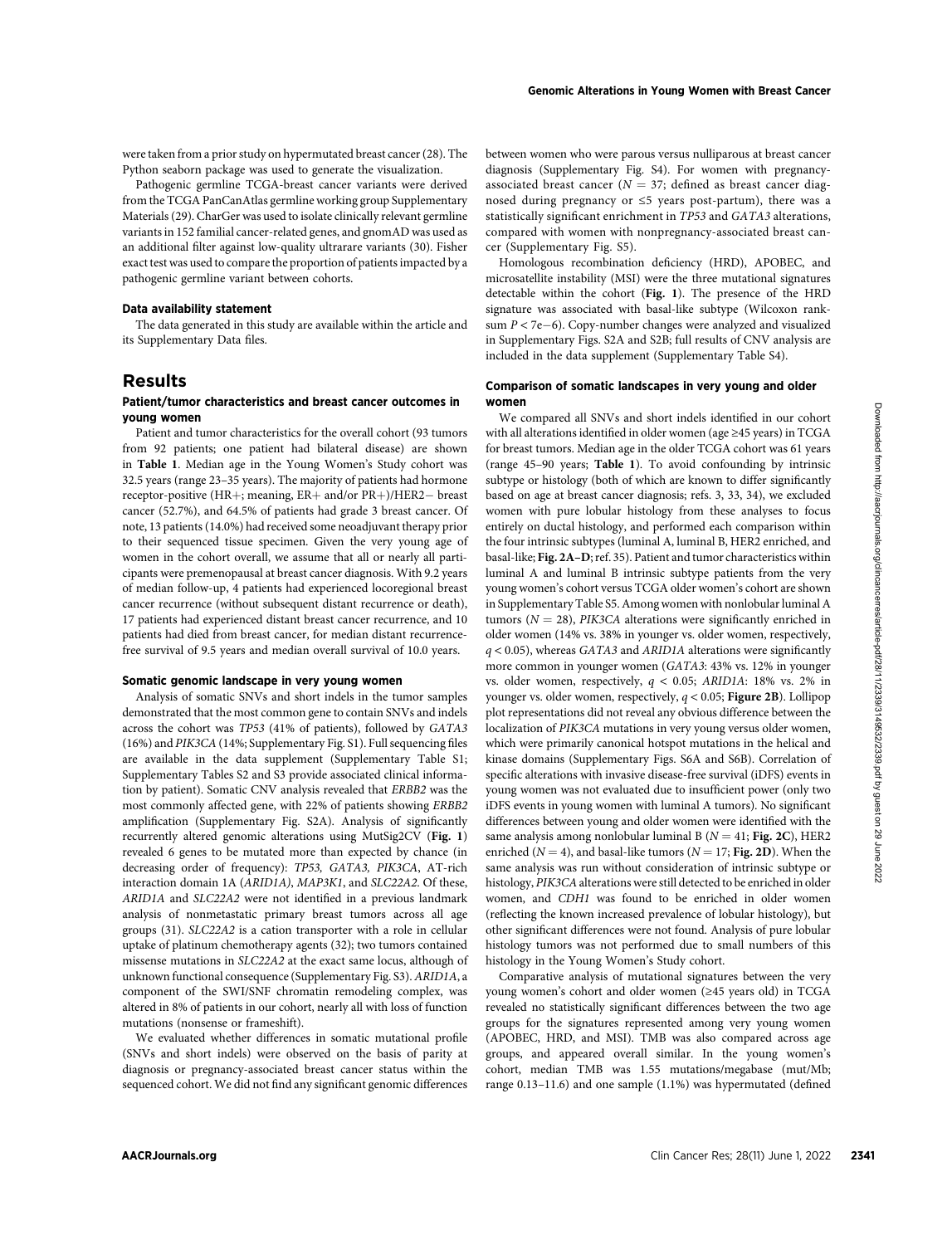were taken from a prior study on hypermutated breast cancer (28). The Python seaborn package was used to generate the visualization.

Pathogenic germline TCGA-breast cancer variants were derived from the TCGA PanCanAtlas germline working group Supplementary Materials (29). CharGer was used to isolate clinically relevant germline variants in 152 familial cancer-related genes, and gnomAD was used as an additional filter against low-quality ultrarare variants (30). Fisher exact test was used to compare the proportion of patients impacted by a pathogenic germline variant between cohorts.

#### Data availability statement

The data generated in this study are available within the article and its Supplementary Data files.

## Results

### Patient/tumor characteristics and breast cancer outcomes in young women

Patient and tumor characteristics for the overall cohort (93 tumors from 92 patients; one patient had bilateral disease) are shown in **Table 1**. Median age in the Young Women's Study cohort was 32.5 years (range 23–35 years). The majority of patients had hormone receptor-positive (HR+; meaning, ER+ and/or PR+)/HER2− breast cancer (52.7%), and 64.5% of patients had grade 3 breast cancer. Of note, 13 patients (14.0%) had received some neoadjuvant therapy prior to their sequenced tissue specimen. Given the very young age of women in the cohort overall, we assume that all or nearly all participants were premenopausal at breast cancer diagnosis. With 9.2 years of median follow-up, 4 patients had experienced locoregional breast cancer recurrence (without subsequent distant recurrence or death), 17 patients had experienced distant breast cancer recurrence, and 10 patients had died from breast cancer, for median distant recurrence-free survival of 9.5 years and median overall survival of 10.0 years.

### Somatic genomic landscape in very young women

Analysis of somatic SNVs and short indels in the tumor samples demonstrated that the most common gene to contain SNVs and indels across the cohort was *TP53* (41% of patients), followed by *GATA3* (16%) and *PIK3CA* (14%; Supplementary Fig. S1). Full sequencing files are available in the data supplement (Supplementary Table S1; Supplementary Tables S2 and S3 provide associated clinical information by patient). Somatic CNV analysis revealed that *ERBB2* was the most commonly affected gene, with 22% of patients showing *ERBB2* amplification (Supplementary Fig. S2A). Analysis of significantly recurrently altered genomic alterations using MutSig2CV (**Fig. 1**) revealed 6 genes to be mutated more than expected by chance (in decreasing order of frequency): *TP53, GATA3, PIK3CA*, AT-rich interaction domain 1A (*ARID1A*), *MAP3K1*, and *SLC22A2.* Of these, *ARID1A* and *SLC22A2* were not identified in a previous landmark analysis of nonmetastatic primary breast tumors across all age groups (31). *SLC22A2* is a cation transporter with a role in cellular uptake of platinum chemotherapy agents (32); two tumors contained missense mutations in *SLC22A2* at the exact same locus, although of unknown functional consequence (Supplementary Fig. S3). *ARID1A*, a component of the SWI/SNF chromatin remodeling complex, was altered in 8% of patients in our cohort, nearly all with loss of function mutations (nonsense or frameshift).

We evaluated whether differences in somatic mutational profile (SNVs and short indels) were observed on the basis of parity at diagnosis or pregnancy-associated breast cancer status within the sequenced cohort. We did not find any significant genomic differences between women who were parous versus nulliparous at breast cancer diagnosis (Supplementary Fig. S4). For women with pregnancy-associated breast cancer ($N = 37$; defined as breast cancer diagnosed during pregnancy or ≤5 years post-partum), there was a statistically significant enrichment in *TP53* and *GATA3* alterations, compared with women with nonpregnancy-associated breast cancer (Supplementary Fig. S5).

Homologous recombination deficiency (HRD), APOBEC, and microsatellite instability (MSI) were the three mutational signatures detectable within the cohort (**Fig. 1**). The presence of the HRD signature was associated with basal-like subtype (Wilcoxon rank-sum $P < 7e{-}6$). Copy-number changes were analyzed and visualized in Supplementary Figs. S2A and S2B; full results of CNV analysis are included in the data supplement (Supplementary Table S4).

### Comparison of somatic landscapes in very young and older women

We compared all SNVs and short indels identified in our cohort with all alterations identified in older women (age ≥45 years) in TCGA for breast tumors. Median age in the older TCGA cohort was 61 years (range 45–90 years; **Table 1**). To avoid confounding by intrinsic subtype or histology (both of which are known to differ significantly based on age at breast cancer diagnosis; refs. 3, 33, 34), we excluded women with pure lobular histology from these analyses to focus entirely on ductal histology, and performed each comparison within the four intrinsic subtypes (luminal A, luminal B, HER2 enriched, and basal-like; **Fig. 2A–D**; ref. 35). Patient and tumor characteristics within luminal A and luminal B intrinsic subtype patients from the very young women's cohort versus TCGA older women's cohort are shown in Supplementary Table S5. Among women with nonlobular luminal A tumors ($N = 28$), *PIK3CA* alterations were significantly enriched in older women (14% vs. 38% in younger vs. older women, respectively, $q < 0.05$), whereas *GATA3* and *ARID1A* alterations were significantly more common in younger women (*GATA3*: 43% vs. 12% in younger vs. older women, respectively, $q < 0.05$; *ARID1A*: 18% vs. 2% in younger vs. older women, respectively, $q < 0.05$; **Figure 2B**). Lollipop plot representations did not reveal any obvious difference between the localization of *PIK3CA* mutations in very young versus older women, which were primarily canonical hotspot mutations in the helical and kinase domains (Supplementary Figs. S6A and S6B). Correlation of specific alterations with invasive disease-free survival (iDFS) events in young women was not evaluated due to insufficient power (only two iDFS events in young women with luminal A tumors). No significant differences between young and older women were identified with the same analysis among nonlobular luminal B ($N = 41$; **Fig. 2C**), HER2 enriched ($N = 4$), and basal-like tumors ($N = 17$; **Fig. 2D**). When the same analysis was run without consideration of intrinsic subtype or histology, *PIK3CA* alterations were still detected to be enriched in older women, and *CDH1* was found to be enriched in older women (reflecting the known increased prevalence of lobular histology), but other significant differences were not found. Analysis of pure lobular histology tumors was not performed due to small numbers of this histology in the Young Women's Study cohort.

Comparative analysis of mutational signatures between the very young women's cohort and older women (≥45 years old) in TCGA revealed no statistically significant differences between the two age groups for the signatures represented among very young women (APOBEC, HRD, and MSI). TMB was also compared across age groups, and appeared overall similar. In the young women's cohort, median TMB was 1.55 mutations/megabase (mut/Mb; range 0.13–11.6) and one sample (1.1%) was hypermutated (defined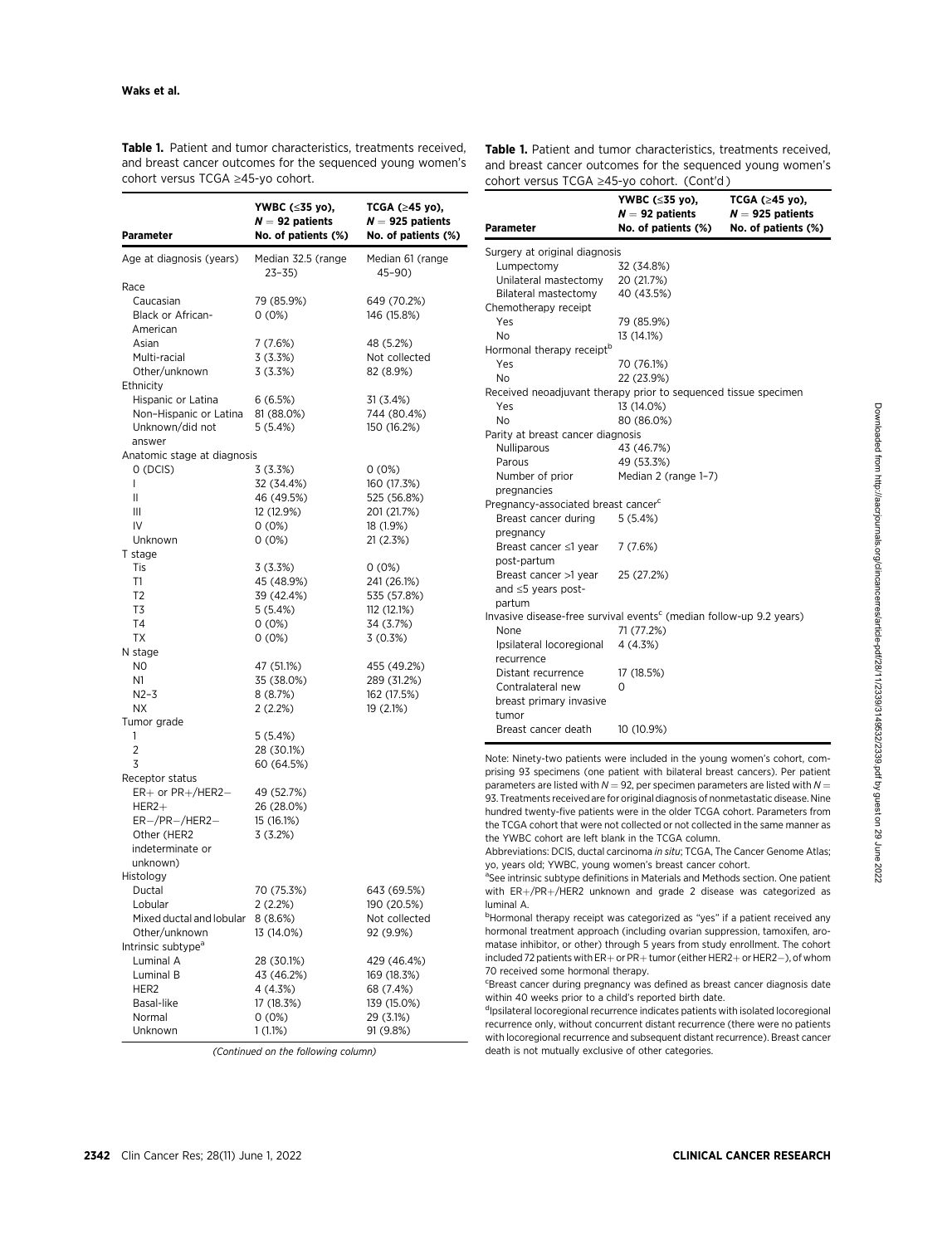**Table 1.** Patient and tumor characteristics, treatments received, and breast cancer outcomes for the sequenced young women's cohort versus TCGA ≥45-yo cohort.

| Parameter | YWBC (≤35 yo), $N = 92$ patients No. of patients (%) | TCGA (≥45 yo), $N = 925$ patients No. of patients (%) |
|---|---|---|
| Age at diagnosis (years) | Median 32.5 (range 23–35) | Median 61 (range 45–90) |
| Race | | |
| Caucasian | 79 (85.9%) | 649 (70.2%) |
| Black or African-American | 0 (0%) | 146 (15.8%) |
| Asian | 7 (7.6%) | 48 (5.2%) |
| Multi-racial | 3 (3.3%) | Not collected |
| Other/unknown | 3 (3.3%) | 82 (8.9%) |
| Ethnicity | | |
| Hispanic or Latina | 6 (6.5%) | 31 (3.4%) |
| Non–Hispanic or Latina | 81 (88.0%) | 744 (80.4%) |
| Unknown/did not answer | 5 (5.4%) | 150 (16.2%) |
| Anatomic stage at diagnosis | | |
| 0 (DCIS) | 3 (3.3%) | 0 (0%) |
| I | 32 (34.4%) | 160 (17.3%) |
| II | 46 (49.5%) | 525 (56.8%) |
| III | 12 (12.9%) | 201 (21.7%) |
| IV | 0 (0%) | 18 (1.9%) |
| Unknown | 0 (0%) | 21 (2.3%) |
| T stage | | |
| Tis | 3 (3.3%) | 0 (0%) |
| T1 | 45 (48.9%) | 241 (26.1%) |
| T2 | 39 (42.4%) | 535 (57.8%) |
| T3 | 5 (5.4%) | 112 (12.1%) |
| T4 | 0 (0%) | 34 (3.7%) |
| TX | 0 (0%) | 3 (0.3%) |
| N stage | | |
| N0 | 47 (51.1%) | 455 (49.2%) |
| N1 | 35 (38.0%) | 289 (31.2%) |
| N2–3 | 8 (8.7%) | 162 (17.5%) |
| NX | 2 (2.2%) | 19 (2.1%) |
| Tumor grade | | |
| 1 | 5 (5.4%) | |
| 2 | 28 (30.1%) | |
| 3 | 60 (64.5%) | |
| Receptor status | | |
| ER+ or PR+/HER2− | 49 (52.7%) | |
| HER2+ | 26 (28.0%) | |
| ER−/PR−/HER2− | 15 (16.1%) | |
| Other (HER2 indeterminate or unknown) | 3 (3.2%) | |
| Histology | | |
| Ductal | 70 (75.3%) | 643 (69.5%) |
| Lobular | 2 (2.2%) | 190 (20.5%) |
| Mixed ductal and lobular | 8 (8.6%) | Not collected |
| Other/unknown | 13 (14.0%) | 92 (9.9%) |
| Intrinsic subtype[a] | | |
| Luminal A | 28 (30.1%) | 429 (46.4%) |
| Luminal B | 43 (46.2%) | 169 (18.3%) |
| HER2 | 4 (4.3%) | 68 (7.4%) |
| Basal-like | 17 (18.3%) | 139 (15.0%) |
| Normal | 0 (0%) | 29 (3.1%) |
| Unknown | 1 (1.1%) | 91 (9.8%) |
| Surgery at original diagnosis | | |
| Lumpectomy | 32 (34.8%) | |
| Unilateral mastectomy | 20 (21.7%) | |
| Bilateral mastectomy | 40 (43.5%) | |
| Chemotherapy receipt | | |
| Yes | 79 (85.9%) | |
| No | 13 (14.1%) | |
| Hormonal therapy receipt[b] | | |
| Yes | 70 (76.1%) | |
| No | 22 (23.9%) | |
| Received neoadjuvant therapy prior to sequenced tissue specimen | | |
| Yes | 13 (14.0%) | |
| No | 80 (86.0%) | |
| Parity at breast cancer diagnosis | | |
| Nulliparous | 43 (46.7%) | |
| Parous | 49 (53.3%) | |
| Number of prior pregnancies | Median 2 (range 1–7) | |
| Pregnancy-associated breast cancer[c] | | |
| Breast cancer during pregnancy | 5 (5.4%) | |
| Breast cancer ≤1 year post-partum | 7 (7.6%) | |
| Breast cancer >1 year and ≤5 years post-partum | 25 (27.2%) | |
| Invasive disease-free survival events[c] (median follow-up 9.2 years) | | |
| None | 71 (77.2%) | |
| Ipsilateral locoregional recurrence | 4 (4.3%) | |
| Distant recurrence | 17 (18.5%) | |
| Contralateral new breast primary invasive tumor | 0 | |
| Breast cancer death | 10 (10.9%) | |

Note: Ninety-two patients were included in the young women's cohort, comprising 93 specimens (one patient with bilateral breast cancers). Per patient parameters are listed with $N = 92$, per specimen parameters are listed with $N = 93$. Treatments received are for original diagnosis of nonmetastatic disease. Nine hundred twenty-five patients were in the older TCGA cohort. Parameters from the TCGA cohort that were not collected or not collected in the same manner as the YWBC cohort are left blank in the TCGA column.

Abbreviations: DCIS, ductal carcinoma *in situ*; TCGA, The Cancer Genome Atlas; yo, years old; YWBC, young women's breast cancer cohort.

[a]See intrinsic subtype definitions in Materials and Methods section. One patient with ER+/PR+/HER2 unknown and grade 2 disease was categorized as luminal A.

[b]Hormonal therapy receipt was categorized as "yes" if a patient received any hormonal treatment approach (including ovarian suppression, tamoxifen, aromatase inhibitor, or other) through 5 years from study enrollment. The cohort included 72 patients with ER+ or PR+ tumor (either HER2+ or HER2−), of whom 70 received some hormonal therapy.

[c]Breast cancer during pregnancy was defined as breast cancer diagnosis date within 40 weeks prior to a child's reported birth date.

[d]Ipsilateral locoregional recurrence indicates patients with isolated locoregional recurrence only, without concurrent distant recurrence (there were no patients with locoregional recurrence and subsequent distant recurrence). Breast cancer death is not mutually exclusive of other categories.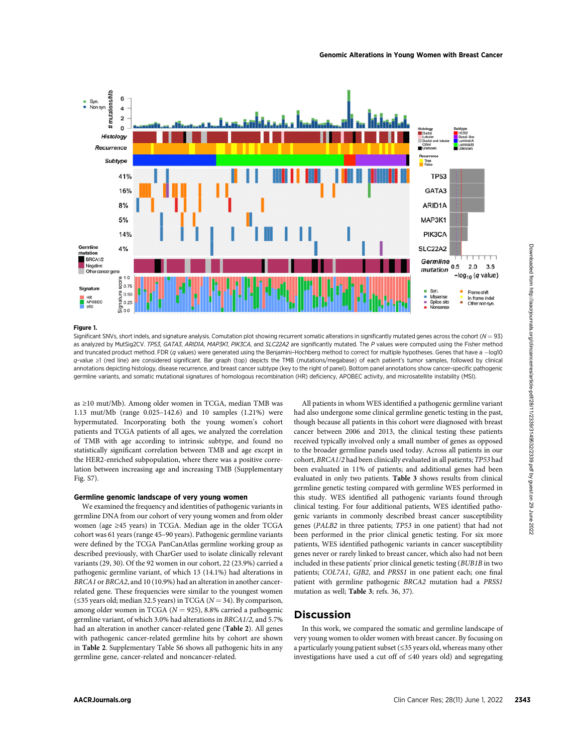**Figure 1.**

Significant SNVs, short indels, and signature analysis. Comutation plot showing recurrent somatic alterations in significantly mutated genes across the cohort ($N = 93$) as analyzed by MutSig2CV. *TP53*, *GATA3*, *ARID1A*, *MAP3K1*, *PIK3CA*, and *SLC22A2* are significantly mutated. The *P* values were computed using the Fisher method and truncated product method. FDR (*q* values) were generated using the Benjamini–Hochberg method to correct for multiple hypotheses. Genes that have a $-\log10$ *q*-value ≥1 (red line) are considered significant. Bar graph (top) depicts the TMB (mutations/megabase) of each patient's tumor samples, followed by clinical annotations depicting histology, disease recurrence, and breast cancer subtype (key to the right of panel). Bottom panel annotations show cancer-specific pathogenic germline variants, and somatic mutational signatures of homologous recombination (HR) deficiency, APOBEC activity, and microsatellite instability (MSI).

as ≥10 mut/Mb). Among older women in TCGA, median TMB was 1.13 mut/Mb (range 0.025–142.6) and 10 samples (1.21%) were hypermutated. Incorporating both the young women's cohort patients and TCGA patients of all ages, we analyzed the correlation of TMB with age according to intrinsic subtype, and found no statistically significant correlation between TMB and age except in the HER2-enriched subpopulation, where there was a positive correlation between increasing age and increasing TMB (Supplementary Fig. S7).

### Germline genomic landscape of very young women

We examined the frequency and identities of pathogenic variants in germline DNA from our cohort of very young women and from older women (age ≥45 years) in TCGA. Median age in the older TCGA cohort was 61 years (range 45–90 years). Pathogenic germline variants were defined by the TCGA PanCanAtlas germline working group as described previously, with CharGer used to isolate clinically relevant variants (29, 30). Of the 92 women in our cohort, 22 (23.9%) carried a pathogenic germline variant, of which 13 (14.1%) had alterations in *BRCA1* or *BRCA2*, and 10 (10.9%) had an alteration in another cancer-related gene. These frequencies were similar to the youngest women (≤35 years old; median 32.5 years) in TCGA ($N = 34$). By comparison, among older women in TCGA ($N = 925$), 8.8% carried a pathogenic germline variant, of which 3.0% had alterations in *BRCA1/2*, and 5.7% had an alteration in another cancer-related gene (**Table 2**). All genes with pathogenic cancer-related germline hits by cohort are shown in **Table 2**. Supplementary Table S6 shows all pathogenic hits in any germline gene, cancer-related and noncancer-related.

All patients in whom WES identified a pathogenic germline variant had also undergone some clinical germline genetic testing in the past, though because all patients in this cohort were diagnosed with breast cancer between 2006 and 2013, the clinical testing these patients received typically involved only a small number of genes as opposed to the broader germline panels used today. Across all patients in our cohort, *BRCA1/2* had been clinically evaluated in all patients; *TP53* had been evaluated in 11% of patients; and additional genes had been evaluated in only two patients. **Table 3** shows results from clinical germline genetic testing compared with germline WES performed in this study. WES identified all pathogenic variants found through clinical testing. For four additional patients, WES identified pathogenic variants in commonly described breast cancer susceptibility genes (*PALB2* in three patients; *TP53* in one patient) that had not been performed in the prior clinical genetic testing. For six more patients, WES identified pathogenic variants in cancer susceptibility genes never or rarely linked to breast cancer, which also had not been included in these patients' prior clinical genetic testing (*BUB1B* in two patients; *COL7A1*, *GJB2*, and *PRSS1* in one patient each; one final patient with germline pathogenic *BRCA2* mutation had a *PRSS1* mutation as well; **Table 3**; refs. 36, 37).

## Discussion

In this work, we compared the somatic and germline landscape of very young women to older women with breast cancer. By focusing on a particularly young patient subset (≤35 years old, whereas many other investigations have used a cut off of ≤40 years old) and segregating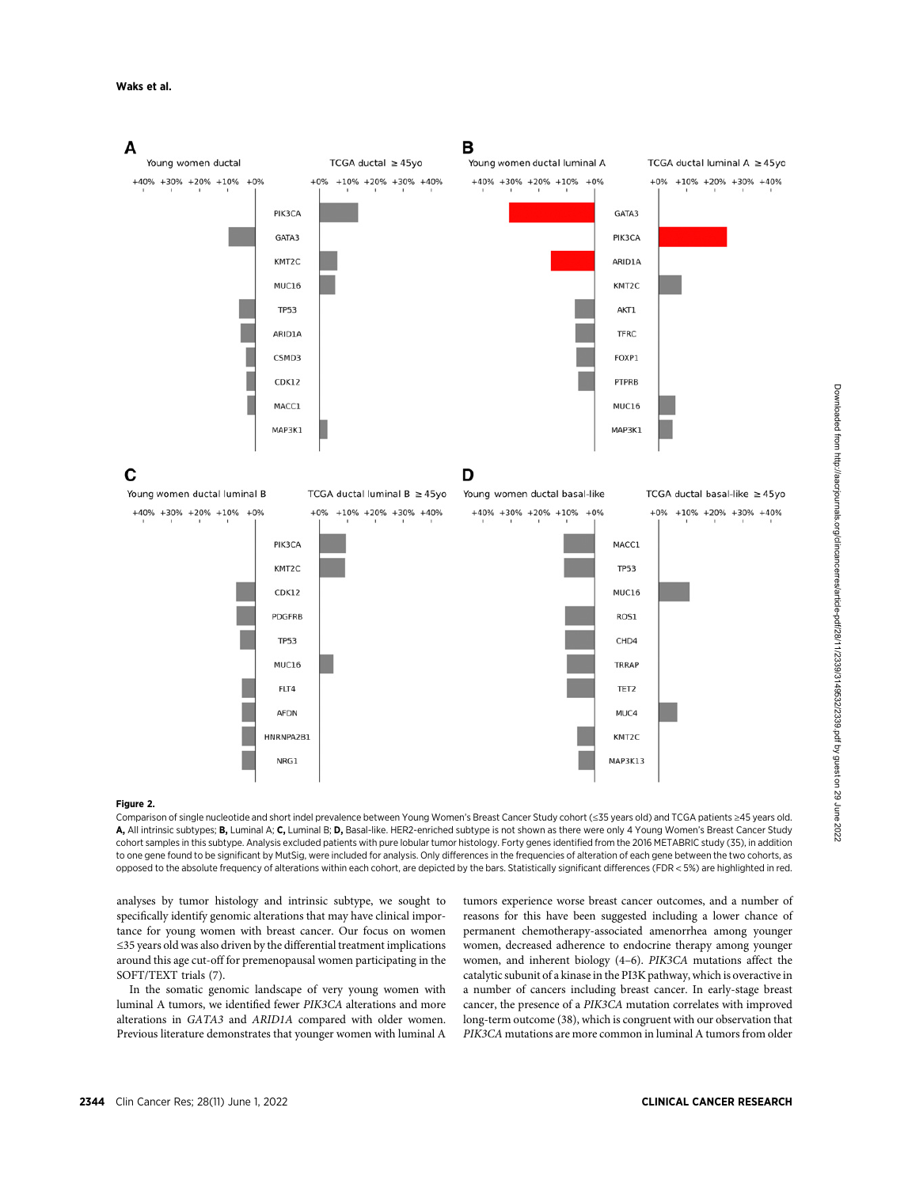**Figure 2.**

Comparison of single nucleotide and short indel prevalence between Young Women's Breast Cancer Study cohort (≤35 years old) and TCGA patients ≥45 years old. **A,** All intrinsic subtypes; **B,** Luminal A; **C,** Luminal B; **D,** Basal-like. HER2-enriched subtype is not shown as there were only 4 Young Women's Breast Cancer Study cohort samples in this subtype. Analysis excluded patients with pure lobular tumor histology. Forty genes identified from the 2016 METABRIC study (35), in addition to one gene found to be significant by MutSig, were included for analysis. Only differences in the frequencies of alteration of each gene between the two cohorts, as opposed to the absolute frequency of alterations within each cohort, are depicted by the bars. Statistically significant differences (FDR < 5%) are highlighted in red.

analyses by tumor histology and intrinsic subtype, we sought to specifically identify genomic alterations that may have clinical importance for young women with breast cancer. Our focus on women ≤35 years old was also driven by the differential treatment implications around this age cut-off for premenopausal women participating in the SOFT/TEXT trials (7).

In the somatic genomic landscape of very young women with luminal A tumors, we identified fewer *PIK3CA* alterations and more alterations in *GATA3* and *ARID1A* compared with older women. Previous literature demonstrates that younger women with luminal A tumors experience worse breast cancer outcomes, and a number of reasons for this have been suggested including a lower chance of permanent chemotherapy-associated amenorrhea among younger women, decreased adherence to endocrine therapy among younger women, and inherent biology (4–6). *PIK3CA* mutations affect the catalytic subunit of a kinase in the PI3K pathway, which is overactive in a number of cancers including breast cancer. In early-stage breast cancer, the presence of a *PIK3CA* mutation correlates with improved long-term outcome (38), which is congruent with our observation that *PIK3CA* mutations are more common in luminal A tumors from older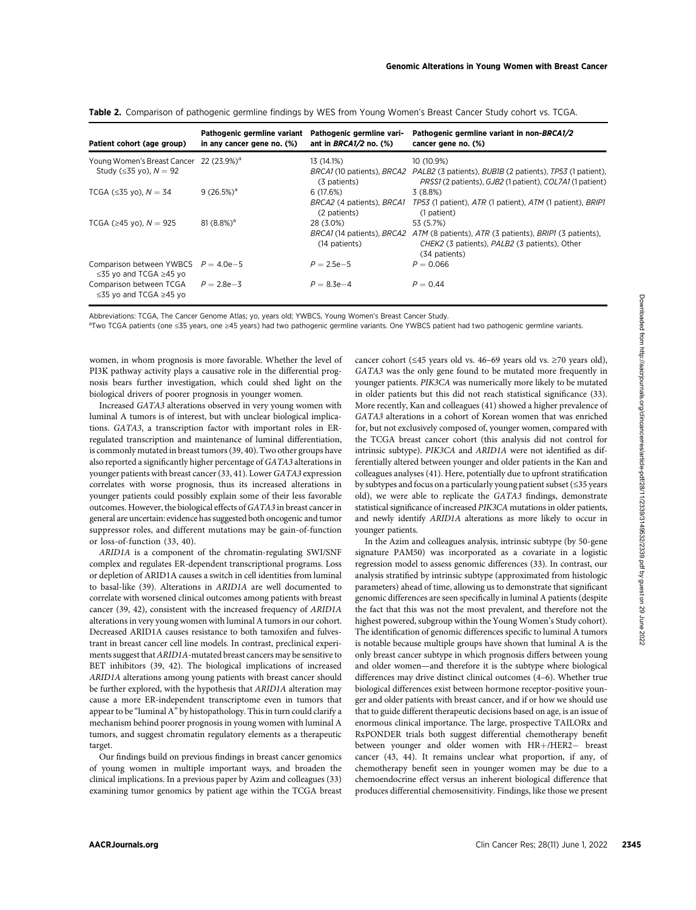**Table 2.** Comparison of pathogenic germline findings by WES from Young Women's Breast Cancer Study cohort vs. TCGA.

| Patient cohort (age group) | Pathogenic germline variant in any cancer gene no. (%) | Pathogenic germline variant in *BRCA1/2* no. (%) | Pathogenic germline variant in non-*BRCA1/2* cancer gene no. (%) |
|---|---|---|---|
| Young Women's Breast Cancer Study (≤35 yo), $N = 92$ | 22 (23.9%)[a] | 13 (14.1%) *BRCA1* (10 patients), *BRCA2* (3 patients) | 10 (10.9%) *PALB2* (3 patients), *BUB1B* (2 patients), *TP53* (1 patient), *PRSS1* (2 patients), *GJB2* (1 patient), *COL7A1* (1 patient) |
| TCGA (≤35 yo), $N = 34$ | 9 (26.5%)[a] | 6 (17.6%) *BRCA2* (4 patients), *BRCA1* (2 patients) | 3 (8.8%) *TP53* (1 patient), *ATR* (1 patient), *ATM* (1 patient), *BRIP1* (1 patient) |
| TCGA (≥45 yo), $N = 925$ | 81 (8.8%)[a] | 28 (3.0%) *BRCA1* (14 patients), *BRCA2* (14 patients) | 53 (5.7%) *ATM* (8 patients), *ATR* (3 patients), *BRIP1* (3 patients), *CHEK2* (3 patients), *PALB2* (3 patients), Other (34 patients) |
| Comparison between YWBCS ≤35 yo and TCGA ≥45 yo | $P = 4.0e-5$ | $P = 2.5e-5$ | $P = 0.066$ |
| Comparison between TCGA ≤35 yo and TCGA ≥45 yo | $P = 2.8e-3$ | $P = 8.3e-4$ | $P = 0.44$ |

Abbreviations: TCGA, The Cancer Genome Atlas; yo, years old; YWBCS, Young Women's Breast Cancer Study.

[a]Two TCGA patients (one ≤35 years, one ≥45 years) had two pathogenic germline variants. One YWBCS patient had two pathogenic germline variants.

women, in whom prognosis is more favorable. Whether the level of PI3K pathway activity plays a causative role in the differential prognosis bears further investigation, which could shed light on the biological drivers of poorer prognosis in younger women.

Increased *GATA3* alterations observed in very young women with luminal A tumors is of interest, but with unclear biological implications. *GATA3*, a transcription factor with important roles in ER-regulated transcription and maintenance of luminal differentiation, is commonly mutated in breast tumors (39, 40). Two other groups have also reported a significantly higher percentage of *GATA3* alterations in younger patients with breast cancer (33, 41). Lower *GATA3* expression correlates with worse prognosis, thus its increased alterations in younger patients could possibly explain some of their less favorable outcomes. However, the biological effects of *GATA3* in breast cancer in general are uncertain: evidence has suggested both oncogenic and tumor suppressor roles, and different mutations may be gain-of-function or loss-of-function (33, 40).

*ARID1A* is a component of the chromatin-regulating SWI/SNF complex and regulates ER-dependent transcriptional programs. Loss or depletion of ARID1A causes a switch in cell identities from luminal to basal-like (39). Alterations in *ARID1A* are well documented to correlate with worsened clinical outcomes among patients with breast cancer (39, 42), consistent with the increased frequency of *ARID1A* alterations in very young women with luminal A tumors in our cohort. Decreased ARID1A causes resistance to both tamoxifen and fulvestrant in breast cancer cell line models. In contrast, preclinical experiments suggest that *ARID1A*-mutated breast cancers may be sensitive to BET inhibitors (39, 42). The biological implications of increased *ARID1A* alterations among young patients with breast cancer should be further explored, with the hypothesis that *ARID1A* alteration may cause a more ER-independent transcriptome even in tumors that appear to be "luminal A" by histopathology. This in turn could clarify a mechanism behind poorer prognosis in young women with luminal A tumors, and suggest chromatin regulatory elements as a therapeutic target.

Our findings build on previous findings in breast cancer genomics of young women in multiple important ways, and broaden the clinical implications. In a previous paper by Azim and colleagues (33) examining tumor genomics by patient age within the TCGA breast cancer cohort (≤45 years old vs. 46–69 years old vs. ≥70 years old), *GATA3* was the only gene found to be mutated more frequently in younger patients. *PIK3CA* was numerically more likely to be mutated in older patients but this did not reach statistical significance (33). More recently, Kan and colleagues (41) showed a higher prevalence of *GATA3* alterations in a cohort of Korean women that was enriched for, but not exclusively composed of, younger women, compared with the TCGA breast cancer cohort (this analysis did not control for intrinsic subtype). *PIK3CA* and *ARID1A* were not identified as differentially altered between younger and older patients in the Kan and colleagues analyses (41). Here, potentially due to upfront stratification by subtypes and focus on a particularly young patient subset (≤35 years old), we were able to replicate the *GATA3* findings, demonstrate statistical significance of increased *PIK3CA* mutations in older patients, and newly identify *ARID1A* alterations as more likely to occur in younger patients.

In the Azim and colleagues analysis, intrinsic subtype (by 50-gene signature PAM50) was incorporated as a covariate in a logistic regression model to assess genomic differences (33). In contrast, our analysis stratified by intrinsic subtype (approximated from histologic parameters) ahead of time, allowing us to demonstrate that significant genomic differences are seen specifically in luminal A patients (despite the fact that this was not the most prevalent, and therefore not the highest powered, subgroup within the Young Women's Study cohort). The identification of genomic differences specific to luminal A tumors is notable because multiple groups have shown that luminal A is the only breast cancer subtype in which prognosis differs between young and older women—and therefore it is the subtype where biological differences may drive distinct clinical outcomes (4–6). Whether true biological differences exist between hormone receptor-positive younger and older patients with breast cancer, and if or how we should use that to guide different therapeutic decisions based on age, is an issue of enormous clinical importance. The large, prospective TAILORx and RxPONDER trials both suggest differential chemotherapy benefit between younger and older women with HR+/HER2− breast cancer (43, 44). It remains unclear what proportion, if any, of chemotherapy benefit seen in younger women may be due to a chemoendocrine effect versus an inherent biological difference that produces differential chemosensitivity. Findings, like those we present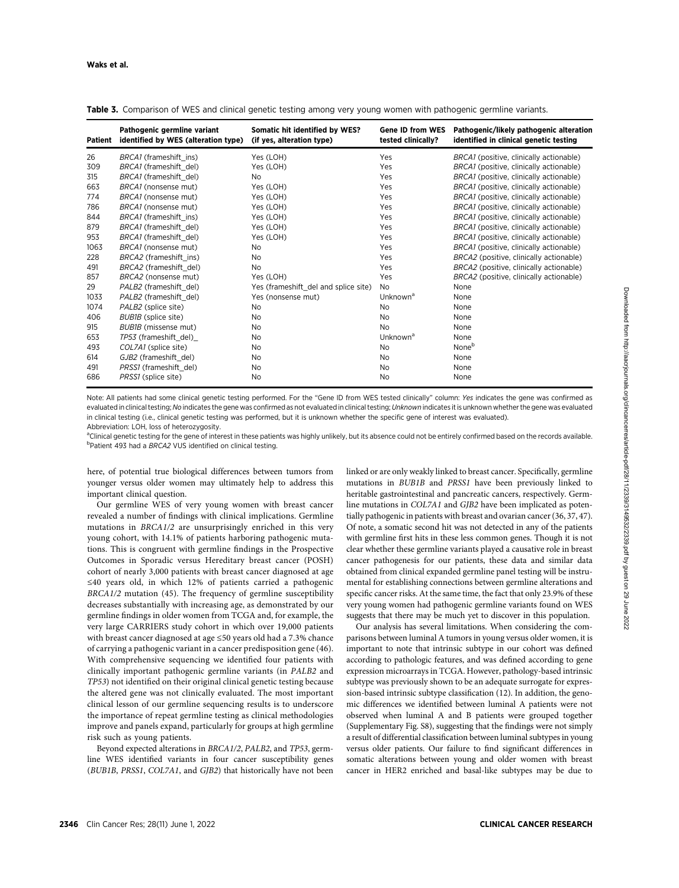**Table 3.** Comparison of WES and clinical genetic testing among very young women with pathogenic germline variants.

| Patient | Pathogenic germline variant identified by WES (alteration type) | Somatic hit identified by WES? (if yes, alteration type) | Gene ID from WES tested clinically? | Pathogenic/likely pathogenic alteration identified in clinical genetic testing |
|---|---|---|---|---|
| 26 | *BRCA1* (frameshift_ins) | Yes (LOH) | Yes | *BRCA1* (positive, clinically actionable) |
| 309 | *BRCA1* (frameshift_del) | Yes (LOH) | Yes | *BRCA1* (positive, clinically actionable) |
| 315 | *BRCA1* (frameshift_del) | No | Yes | *BRCA1* (positive, clinically actionable) |
| 663 | *BRCA1* (nonsense mut) | Yes (LOH) | Yes | *BRCA1* (positive, clinically actionable) |
| 774 | *BRCA1* (nonsense mut) | Yes (LOH) | Yes | *BRCA1* (positive, clinically actionable) |
| 786 | *BRCA1* (nonsense mut) | Yes (LOH) | Yes | *BRCA1* (positive, clinically actionable) |
| 844 | *BRCA1* (frameshift_ins) | Yes (LOH) | Yes | *BRCA1* (positive, clinically actionable) |
| 879 | *BRCA1* (frameshift_del) | Yes (LOH) | Yes | *BRCA1* (positive, clinically actionable) |
| 953 | *BRCA1* (frameshift_del) | Yes (LOH) | Yes | *BRCA1* (positive, clinically actionable) |
| 1063 | *BRCA1* (nonsense mut) | No | Yes | *BRCA1* (positive, clinically actionable) |
| 228 | *BRCA2* (frameshift_ins) | No | Yes | *BRCA2* (positive, clinically actionable) |
| 491 | *BRCA2* (frameshift_del) | No | Yes | *BRCA2* (positive, clinically actionable) |
| 857 | *BRCA2* (nonsense mut) | Yes (LOH) | Yes | *BRCA2* (positive, clinically actionable) |
| 29 | *PALB2* (frameshift_del) | Yes (frameshift_del and splice site) | No | None |
| 1033 | *PALB2* (frameshift_del) | Yes (nonsense mut) | Unknown[a] | None |
| 1074 | *PALB2* (splice site) | No | No | None |
| 406 | *BUB1B* (splice site) | No | No | None |
| 915 | *BUB1B* (missense mut) | No | No | None |
| 653 | *TP53* (frameshift_del)_ | No | Unknown[a] | None |
| 493 | *COL7A1* (splice site) | No | No | None[b] |
| 614 | *GJB2* (frameshift_del) | No | No | None |
| 491 | *PRSS1* (frameshift_del) | No | No | None |
| 686 | *PRSS1* (splice site) | No | No | None |

Note: All patients had some clinical genetic testing performed. For the "Gene ID from WES tested clinically" column: *Yes* indicates the gene was confirmed as evaluated in clinical testing; *No* indicates the gene was confirmed as not evaluated in clinical testing; *Unknown* indicates it is unknown whether the gene was evaluated in clinical testing (i.e., clinical genetic testing was performed, but it is unknown whether the specific gene of interest was evaluated).

Abbreviation: LOH, loss of heterozygosity.

[a]Clinical genetic testing for the gene of interest in these patients was highly unlikely, but its absence could not be entirely confirmed based on the records available.

[b]Patient 493 had a *BRCA2* VUS identified on clinical testing.

here, of potential true biological differences between tumors from younger versus older women may ultimately help to address this important clinical question.

Our germline WES of very young women with breast cancer revealed a number of findings with clinical implications. Germline mutations in *BRCA1/2* are unsurprisingly enriched in this very young cohort, with 14.1% of patients harboring pathogenic mutations. This is congruent with germline findings in the Prospective Outcomes in Sporadic versus Hereditary breast cancer (POSH) cohort of nearly 3,000 patients with breast cancer diagnosed at age ≤40 years old, in which 12% of patients carried a pathogenic *BRCA1/2* mutation (45). The frequency of germline susceptibility decreases substantially with increasing age, as demonstrated by our germline findings in older women from TCGA and, for example, the very large CARRIERS study cohort in which over 19,000 patients with breast cancer diagnosed at age ≤50 years old had a 7.3% chance of carrying a pathogenic variant in a cancer predisposition gene (46). With comprehensive sequencing we identified four patients with clinically important pathogenic germline variants (in *PALB2* and *TP53*) not identified on their original clinical genetic testing because the altered gene was not clinically evaluated. The most important clinical lesson of our germline sequencing results is to underscore the importance of repeat germline testing as clinical methodologies improve and panels expand, particularly for groups at high germline risk such as young patients.

Beyond expected alterations in *BRCA1/2*, *PALB2*, and *TP53*, germline WES identified variants in four cancer susceptibility genes (*BUB1B*, *PRSS1*, *COL7A1*, and *GJB2*) that historically have not been linked or are only weakly linked to breast cancer. Specifically, germline mutations in *BUB1B* and *PRSS1* have been previously linked to heritable gastrointestinal and pancreatic cancers, respectively. Germline mutations in *COL7A1* and *GJB2* have been implicated as potentially pathogenic in patients with breast and ovarian cancer (36, 37, 47). Of note, a somatic second hit was not detected in any of the patients with germline first hits in these less common genes. Though it is not clear whether these germline variants played a causative role in breast cancer pathogenesis for our patients, these data and similar data obtained from clinical expanded germline panel testing will be instrumental for establishing connections between germline alterations and specific cancer risks. At the same time, the fact that only 23.9% of these very young women had pathogenic germline variants found on WES suggests that there may be much yet to discover in this population.

Our analysis has several limitations. When considering the comparisons between luminal A tumors in young versus older women, it is important to note that intrinsic subtype in our cohort was defined according to pathologic features, and was defined according to gene expression microarrays in TCGA. However, pathology-based intrinsic subtype was previously shown to be an adequate surrogate for expression-based intrinsic subtype classification (12). In addition, the genomic differences we identified between luminal A patients were not observed when luminal A and B patients were grouped together (Supplementary Fig. S8), suggesting that the findings were not simply a result of differential classification between luminal subtypes in young versus older patients. Our failure to find significant differences in somatic alterations between young and older women with breast cancer in HER2 enriched and basal-like subtypes may be due to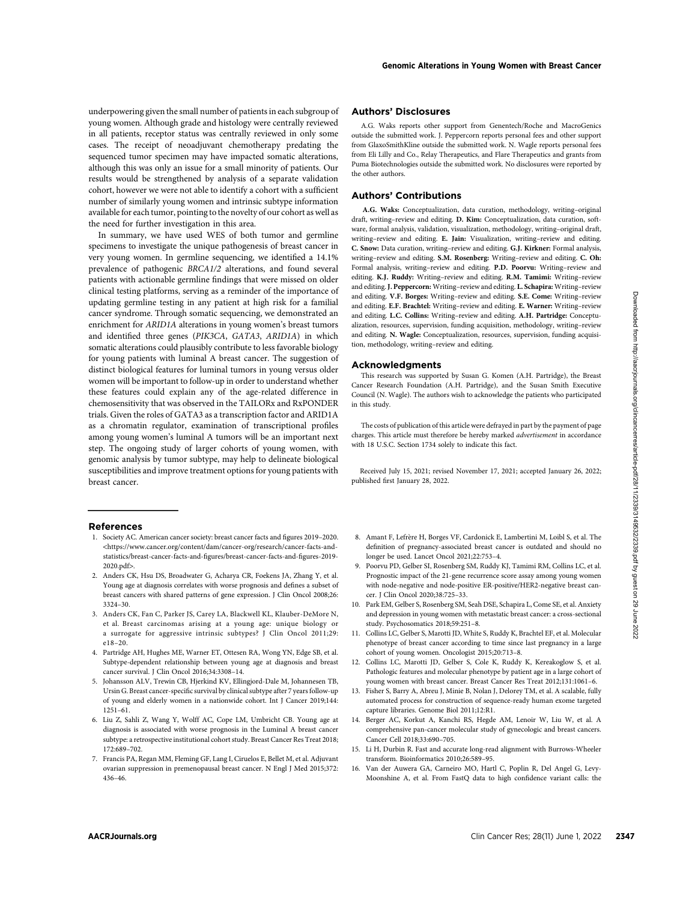underpowering given the small number of patients in each subgroup of young women. Although grade and histology were centrally reviewed in all patients, receptor status was centrally reviewed in only some cases. The receipt of neoadjuvant chemotherapy predating the sequenced tumor specimen may have impacted somatic alterations, although this was only an issue for a small minority of patients. Our results would be strengthened by analysis of a separate validation cohort, however we were not able to identify a cohort with a sufficient number of similarly young women and intrinsic subtype information available for each tumor, pointing to the novelty of our cohort as well as the need for further investigation in this area.

In summary, we have used WES of both tumor and germline specimens to investigate the unique pathogenesis of breast cancer in very young women. In germline sequencing, we identified a 14.1% prevalence of pathogenic *BRCA1/2* alterations, and found several patients with actionable germline findings that were missed on older clinical testing platforms, serving as a reminder of the importance of updating germline testing in any patient at high risk for a familial cancer syndrome. Through somatic sequencing, we demonstrated an enrichment for *ARID1A* alterations in young women's breast tumors and identified three genes (*PIK3CA*, *GATA3*, *ARID1A*) in which somatic alterations could plausibly contribute to less favorable biology for young patients with luminal A breast cancer. The suggestion of distinct biological features for luminal tumors in young versus older women will be important to follow-up in order to understand whether these features could explain any of the age-related difference in chemosensitivity that was observed in the TAILORx and RxPONDER trials. Given the roles of GATA3 as a transcription factor and ARID1A as a chromatin regulator, examination of transcriptional profiles among young women's luminal A tumors will be an important next step. The ongoing study of larger cohorts of young women, with genomic analysis by tumor subtype, may help to delineate biological susceptibilities and improve treatment options for young patients with breast cancer.

## Authors' Disclosures

A.G. Waks reports other support from Genentech/Roche and MacroGenics outside the submitted work. J. Peppercorn reports personal fees and other support from GlaxoSmithKline outside the submitted work. N. Wagle reports personal fees from Eli Lilly and Co., Relay Therapeutics, and Flare Therapeutics and grants from Puma Biotechnologies outside the submitted work. No disclosures were reported by the other authors.

## Authors' Contributions

**A.G. Waks:** Conceptualization, data curation, methodology, writing–original draft, writing–review and editing. **D. Kim:** Conceptualization, data curation, software, formal analysis, validation, visualization, methodology, writing–original draft, writing–review and editing. **E. Jain:** Visualization, writing–review and editing. **C. Snow:** Data curation, writing–review and editing. **G.J. Kirkner:** Formal analysis, writing–review and editing. **S.M. Rosenberg:** Writing–review and editing. **C. Oh:** Formal analysis, writing–review and editing. **P.D. Poorvu:** Writing–review and editing. **K.J. Ruddy:** Writing–review and editing. **R.M. Tamimi:** Writing–review and editing. **J. Peppercorn:** Writing–review and editing. **L. Schapira:** Writing–review and editing. **V.F. Borges:** Writing–review and editing. **S.E. Come:** Writing–review and editing. **E.F. Brachtel:** Writing–review and editing. **E. Warner:** Writing–review and editing. **L.C. Collins:** Writing–review and editing. **A.H. Partridge:** Conceptualization, resources, supervision, funding acquisition, methodology, writing–review and editing. **N. Wagle:** Conceptualization, resources, supervision, funding acquisition, methodology, writing–review and editing.

## Acknowledgments

This research was supported by Susan G. Komen (A.H. Partridge), the Breast Cancer Research Foundation (A.H. Partridge), and the Susan Smith Executive Council (N. Wagle). The authors wish to acknowledge the patients who participated in this study.

The costs of publication of this article were defrayed in part by the payment of page charges. This article must therefore be hereby marked *advertisement* in accordance with 18 U.S.C. Section 1734 solely to indicate this fact.

Received July 15, 2021; revised November 17, 2021; accepted January 26, 2022; published first January 28, 2022.

## References

1. Society AC. American cancer society: breast cancer facts and figures 2019–2020. <https://www.cancer.org/content/dam/cancer-org/research/cancer-facts-and-statistics/breast-cancer-facts-and-figures/breast-cancer-facts-and-figures-2019-2020.pdf>.
2. Anders CK, Hsu DS, Broadwater G, Acharya CR, Foekens JA, Zhang Y, et al. Young age at diagnosis correlates with worse prognosis and defines a subset of breast cancers with shared patterns of gene expression. J Clin Oncol 2008;26:3324–30.
3. Anders CK, Fan C, Parker JS, Carey LA, Blackwell KL, Klauber-DeMore N, et al. Breast carcinomas arising at a young age: unique biology or a surrogate for aggressive intrinsic subtypes? J Clin Oncol 2011;29:e18–20.
4. Partridge AH, Hughes ME, Warner ET, Ottesen RA, Wong YN, Edge SB, et al. Subtype-dependent relationship between young age at diagnosis and breast cancer survival. J Clin Oncol 2016;34:3308–14.
5. Johansson ALV, Trewin CB, Hjerkind KV, Ellingjord-Dale M, Johannesen TB, Ursin G. Breast cancer-specific survival by clinical subtype after 7 years follow-up of young and elderly women in a nationwide cohort. Int J Cancer 2019;144:1251–61.
6. Liu Z, Sahli Z, Wang Y, Wolff AC, Cope LM, Umbricht CB. Young age at diagnosis is associated with worse prognosis in the Luminal A breast cancer subtype: a retrospective institutional cohort study. Breast Cancer Res Treat 2018;172:689–702.
7. Francis PA, Regan MM, Fleming GF, Lang I, Ciruelos E, Bellet M, et al. Adjuvant ovarian suppression in premenopausal breast cancer. N Engl J Med 2015;372:436–46.
8. Amant F, Lefrère H, Borges VF, Cardonick E, Lambertini M, Loibl S, et al. The definition of pregnancy-associated breast cancer is outdated and should no longer be used. Lancet Oncol 2021;22:753–4.
9. Poorvu PD, Gelber SI, Rosenberg SM, Ruddy KJ, Tamimi RM, Collins LC, et al. Prognostic impact of the 21-gene recurrence score assay among young women with node-negative and node-positive ER-positive/HER2-negative breast cancer. J Clin Oncol 2020;38:725–33.
10. Park EM, Gelber S, Rosenberg SM, Seah DSE, Schapira L, Come SE, et al. Anxiety and depression in young women with metastatic breast cancer: a cross-sectional study. Psychosomatics 2018;59:251–8.
11. Collins LC, Gelber S, Marotti JD, White S, Ruddy K, Brachtel EF, et al. Molecular phenotype of breast cancer according to time since last pregnancy in a large cohort of young women. Oncologist 2015;20:713–8.
12. Collins LC, Marotti JD, Gelber S, Cole K, Ruddy K, Kereakoglow S, et al. Pathologic features and molecular phenotype by patient age in a large cohort of young women with breast cancer. Breast Cancer Res Treat 2012;131:1061–6.
13. Fisher S, Barry A, Abreu J, Minie B, Nolan J, Delorey TM, et al. A scalable, fully automated process for construction of sequence-ready human exome targeted capture libraries. Genome Biol 2011;12:R1.
14. Berger AC, Korkut A, Kanchi RS, Hegde AM, Lenoir W, Liu W, et al. A comprehensive pan-cancer molecular study of gynecologic and breast cancers. Cancer Cell 2018;33:690–705.
15. Li H, Durbin R. Fast and accurate long-read alignment with Burrows-Wheeler transform. Bioinformatics 2010;26:589–95.
16. Van der Auwera GA, Carneiro MO, Hartl C, Poplin R, Del Angel G, Levy-Moonshine A, et al. From FastQ data to high confidence variant calls: the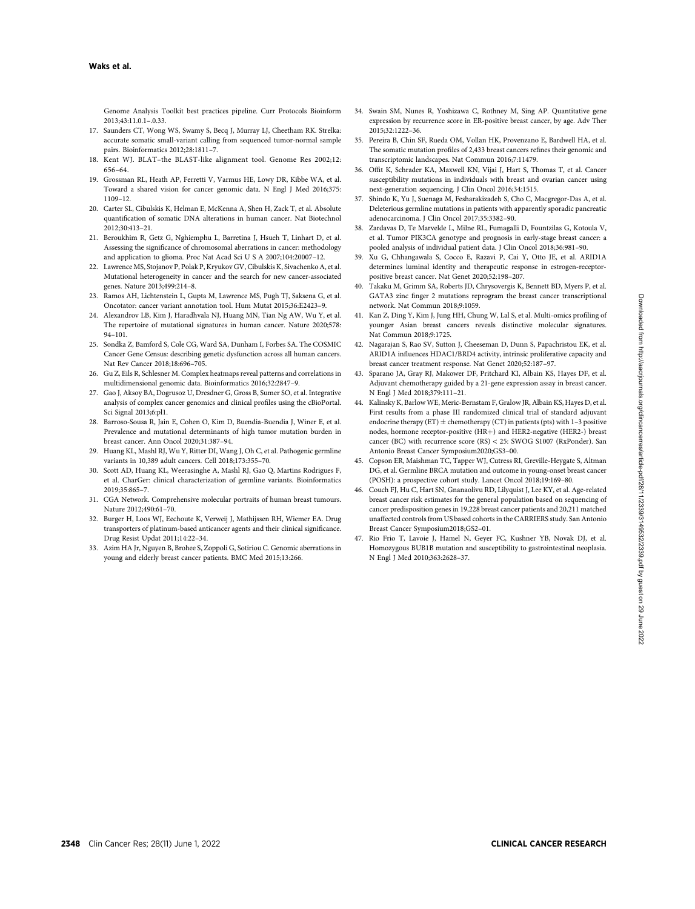Genome Analysis Toolkit best practices pipeline. Curr Protocols Bioinform 2013;43:11.0.1–.0.33.

17. Saunders CT, Wong WS, Swamy S, Becq J, Murray LJ, Cheetham RK. Strelka: accurate somatic small-variant calling from sequenced tumor-normal sample pairs. Bioinformatics 2012;28:1811–7.
18. Kent WJ. BLAT–the BLAST-like alignment tool. Genome Res 2002;12: 656–64.
19. Grossman RL, Heath AP, Ferretti V, Varmus HE, Lowy DR, Kibbe WA, et al. Toward a shared vision for cancer genomic data. N Engl J Med 2016;375: 1109–12.
20. Carter SL, Cibulskis K, Helman E, McKenna A, Shen H, Zack T, et al. Absolute quantification of somatic DNA alterations in human cancer. Nat Biotechnol 2012;30:413–21.
21. Beroukhim R, Getz G, Nghiemphu L, Barretina J, Hsueh T, Linhart D, et al. Assessing the significance of chromosomal aberrations in cancer: methodology and application to glioma. Proc Nat Acad Sci U S A 2007;104:20007–12.
22. Lawrence MS, Stojanov P, Polak P, Kryukov GV, Cibulskis K, Sivachenko A, et al. Mutational heterogeneity in cancer and the search for new cancer-associated genes. Nature 2013;499:214–8.
23. Ramos AH, Lichtenstein L, Gupta M, Lawrence MS, Pugh TJ, Saksena G, et al. Oncotator: cancer variant annotation tool. Hum Mutat 2015;36:E2423–9.
24. Alexandrov LB, Kim J, Haradhvala NJ, Huang MN, Tian Ng AW, Wu Y, et al. The repertoire of mutational signatures in human cancer. Nature 2020;578: 94–101.
25. Sondka Z, Bamford S, Cole CG, Ward SA, Dunham I, Forbes SA. The COSMIC Cancer Gene Census: describing genetic dysfunction across all human cancers. Nat Rev Cancer 2018;18:696–705.
26. Gu Z, Eils R, Schlesner M. Complex heatmaps reveal patterns and correlations in multidimensional genomic data. Bioinformatics 2016;32:2847–9.
27. Gao J, Aksoy BA, Dogrusoz U, Dresdner G, Gross B, Sumer SO, et al. Integrative analysis of complex cancer genomics and clinical profiles using the cBioPortal. Sci Signal 2013;6:pl1.
28. Barroso-Sousa R, Jain E, Cohen O, Kim D, Buendia-Buendia J, Winer E, et al. Prevalence and mutational determinants of high tumor mutation burden in breast cancer. Ann Oncol 2020;31:387–94.
29. Huang KL, Mashl RJ, Wu Y, Ritter DI, Wang J, Oh C, et al. Pathogenic germline variants in 10,389 adult cancers. Cell 2018;173:355–70.
30. Scott AD, Huang KL, Weerasinghe A, Mashl RJ, Gao Q, Martins Rodrigues F, et al. CharGer: clinical characterization of germline variants. Bioinformatics 2019;35:865–7.
31. CGA Network. Comprehensive molecular portraits of human breast tumours. Nature 2012;490:61–70.
32. Burger H, Loos WJ, Eechoute K, Verweij J, Mathijssen RH, Wiemer EA. Drug transporters of platinum-based anticancer agents and their clinical significance. Drug Resist Updat 2011;14:22–34.
33. Azim HA Jr, Nguyen B, Brohee S, Zoppoli G, Sotiriou C. Genomic aberrations in young and elderly breast cancer patients. BMC Med 2015;13:266.
34. Swain SM, Nunes R, Yoshizawa C, Rothney M, Sing AP. Quantitative gene expression by recurrence score in ER-positive breast cancer, by age. Adv Ther 2015;32:1222–36.
35. Pereira B, Chin SF, Rueda OM, Vollan HK, Provenzano E, Bardwell HA, et al. The somatic mutation profiles of 2,433 breast cancers refines their genomic and transcriptomic landscapes. Nat Commun 2016;7:11479.
36. Offit K, Schrader KA, Maxwell KN, Vijai J, Hart S, Thomas T, et al. Cancer susceptibility mutations in individuals with breast and ovarian cancer using next-generation sequencing. J Clin Oncol 2016;34:1515.
37. Shindo K, Yu J, Suenaga M, Fesharakizadeh S, Cho C, Macgregor-Das A, et al. Deleterious germline mutations in patients with apparently sporadic pancreatic adenocarcinoma. J Clin Oncol 2017;35:3382–90.
38. Zardavas D, Te Marvelde L, Milne RL, Fumagalli D, Fountzilas G, Kotoula V, et al. Tumor PIK3CA genotype and prognosis in early-stage breast cancer: a pooled analysis of individual patient data. J Clin Oncol 2018;36:981–90.
39. Xu G, Chhangawala S, Cocco E, Razavi P, Cai Y, Otto JE, et al. ARID1A determines luminal identity and therapeutic response in estrogen-receptor-positive breast cancer. Nat Genet 2020;52:198–207.
40. Takaku M, Grimm SA, Roberts JD, Chrysovergis K, Bennett BD, Myers P, et al. GATA3 zinc finger 2 mutations reprogram the breast cancer transcriptional network. Nat Commun 2018;9:1059.
41. Kan Z, Ding Y, Kim J, Jung HH, Chung W, Lal S, et al. Multi-omics profiling of younger Asian breast cancers reveals distinctive molecular signatures. Nat Commun 2018;9:1725.
42. Nagarajan S, Rao SV, Sutton J, Cheeseman D, Dunn S, Papachristou EK, et al. ARID1A influences HDAC1/BRD4 activity, intrinsic proliferative capacity and breast cancer treatment response. Nat Genet 2020;52:187–97.
43. Sparano JA, Gray RJ, Makower DF, Pritchard KI, Albain KS, Hayes DF, et al. Adjuvant chemotherapy guided by a 21-gene expression assay in breast cancer. N Engl J Med 2018;379:111–21.
44. Kalinsky K, Barlow WE, Meric-Bernstam F, Gralow JR, Albain KS, Hayes D, et al. First results from a phase III randomized clinical trial of standard adjuvant endocrine therapy (ET) ± chemotherapy (CT) in patients (pts) with 1–3 positive nodes, hormone receptor-positive (HR+) and HER2-negative (HER2-) breast cancer (BC) with recurrence score (RS) < 25: SWOG S1007 (RxPonder). San Antonio Breast Cancer Symposium2020;GS3–00.
45. Copson ER, Maishman TC, Tapper WJ, Cutress RI, Greville-Heygate S, Altman DG, et al. Germline BRCA mutation and outcome in young-onset breast cancer (POSH): a prospective cohort study. Lancet Oncol 2018;19:169–80.
46. Couch FJ, Hu C, Hart SN, Gnanaolivu RD, Lilyquist J, Lee KY, et al. Age-related breast cancer risk estimates for the general population based on sequencing of cancer predisposition genes in 19,228 breast cancer patients and 20,211 matched unaffected controls from US based cohorts in the CARRIERS study. San Antonio Breast Cancer Symposium2018;GS2–01.
47. Rio Frio T, Lavoie J, Hamel N, Geyer FC, Kushner YB, Novak DJ, et al. Homozygous BUB1B mutation and susceptibility to gastrointestinal neoplasia. N Engl J Med 2010;363:2628–37.